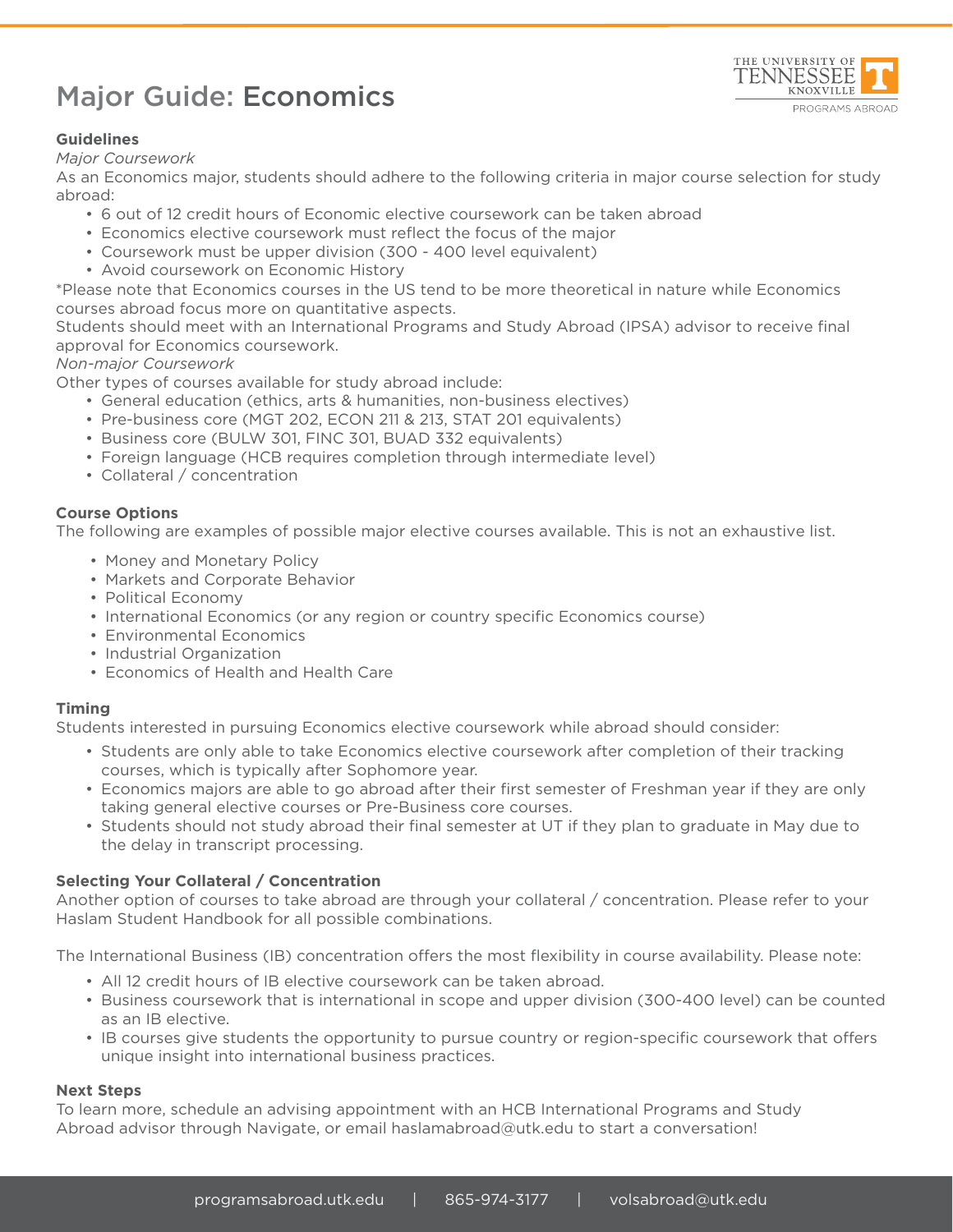# Major Guide: Economics

**Guidelines**

*Major Coursework*

As an Economics major, students should adhere to the following criteria in major course selection for study abroad:

- 6 out of 12 credit hours of Economic elective coursework can be taken abroad
- Economics elective coursework must reflect the focus of the major
- Coursework must be upper division (300 - 400 level equivalent)
- Avoid coursework on Economic History

*Please note that Economics courses in the US tend to be more theoretical in nature while Economics courses abroad focus more on quantitative aspects.

Students should meet with an International Programs and Study Abroad (IPSA) advisor to receive final approval for Economics coursework.

*Non-major Coursework*

Other types of courses available for study abroad include:

- General education (ethics, arts & humanities, non-business electives)
- Pre-business core (MGT 202, ECON 211 & 213, STAT 201 equivalents)
- Business core (BULW 301, FINC 301, BUAD 332 equivalents)
- Foreign language (HCB requires completion through intermediate level)
- Collateral / concentration

**Course Options**

The following are examples of possible major elective courses available. This is not an exhaustive list.

- Money and Monetary Policy
- Markets and Corporate Behavior
- Political Economy
- International Economics (or any region or country specific Economics course)
- Environmental Economics
- Industrial Organization
- Economics of Health and Health Care

**Timing**

Students interested in pursuing Economics elective coursework while abroad should consider:

- Students are only able to take Economics elective coursework after completion of their tracking courses, which is typically after Sophomore year.
- Economics majors are able to go abroad after their first semester of Freshman year if they are only taking general elective courses or Pre-Business core courses.
- Students should not study abroad their final semester at UT if they plan to graduate in May due to the delay in transcript processing.

**Selecting Your Collateral / Concentration**

Another option of courses to take abroad are through your collateral / concentration. Please refer to your Haslam Student Handbook for all possible combinations.

The International Business (IB) concentration offers the most flexibility in course availability. Please note:

- All 12 credit hours of IB elective coursework can be taken abroad.
- Business coursework that is international in scope and upper division (300-400 level) can be counted as an IB elective.
- IB courses give students the opportunity to pursue country or region-specific coursework that offers unique insight into international business practices.

**Next Steps**

To learn more, schedule an advising appointment with an HCB International Programs and Study Abroad advisor through Navigate, or email haslamabroad@utk.edu to start a conversation!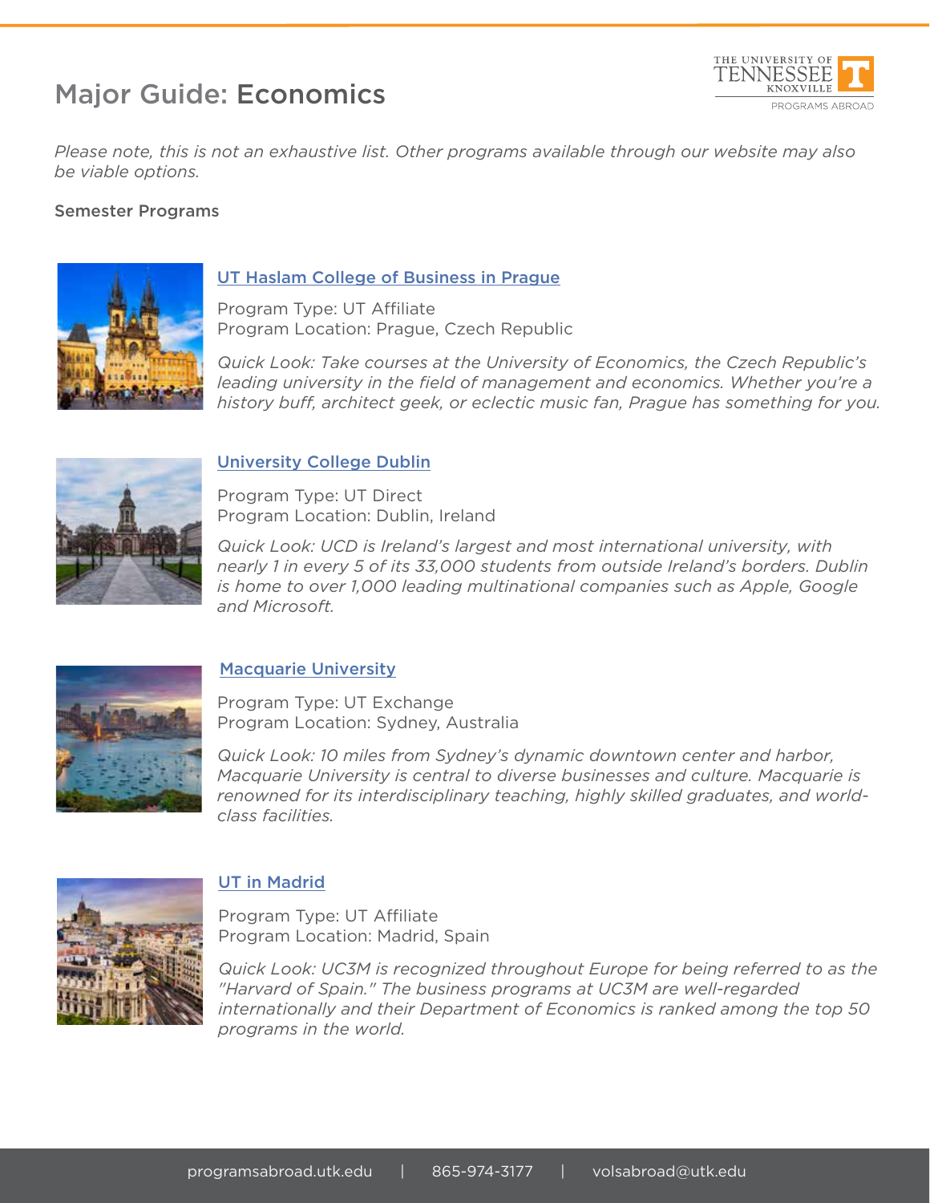# Major Guide: Economics

*Please note, this is not an exhaustive list. Other programs available through our website may also be viable options.*

## Semester Programs

### UT Haslam College of Business in Prague

Program Type: UT Affiliate
Program Location: Prague, Czech Republic

*Quick Look: Take courses at the University of Economics, the Czech Republic's leading university in the field of management and economics. Whether you're a history buff, architect geek, or eclectic music fan, Prague has something for you.*

### University College Dublin

Program Type: UT Direct
Program Location: Dublin, Ireland

*Quick Look: UCD is Ireland's largest and most international university, with nearly 1 in every 5 of its 33,000 students from outside Ireland's borders. Dublin is home to over 1,000 leading multinational companies such as Apple, Google and Microsoft.*

### Macquarie University

Program Type: UT Exchange
Program Location: Sydney, Australia

*Quick Look: 10 miles from Sydney's dynamic downtown center and harbor, Macquarie University is central to diverse businesses and culture. Macquarie is renowned for its interdisciplinary teaching, highly skilled graduates, and world-class facilities.*

### UT in Madrid

Program Type: UT Affiliate
Program Location: Madrid, Spain

*Quick Look: UC3M is recognized throughout Europe for being referred to as the "Harvard of Spain." The business programs at UC3M are well-regarded internationally and their Department of Economics is ranked among the top 50 programs in the world.*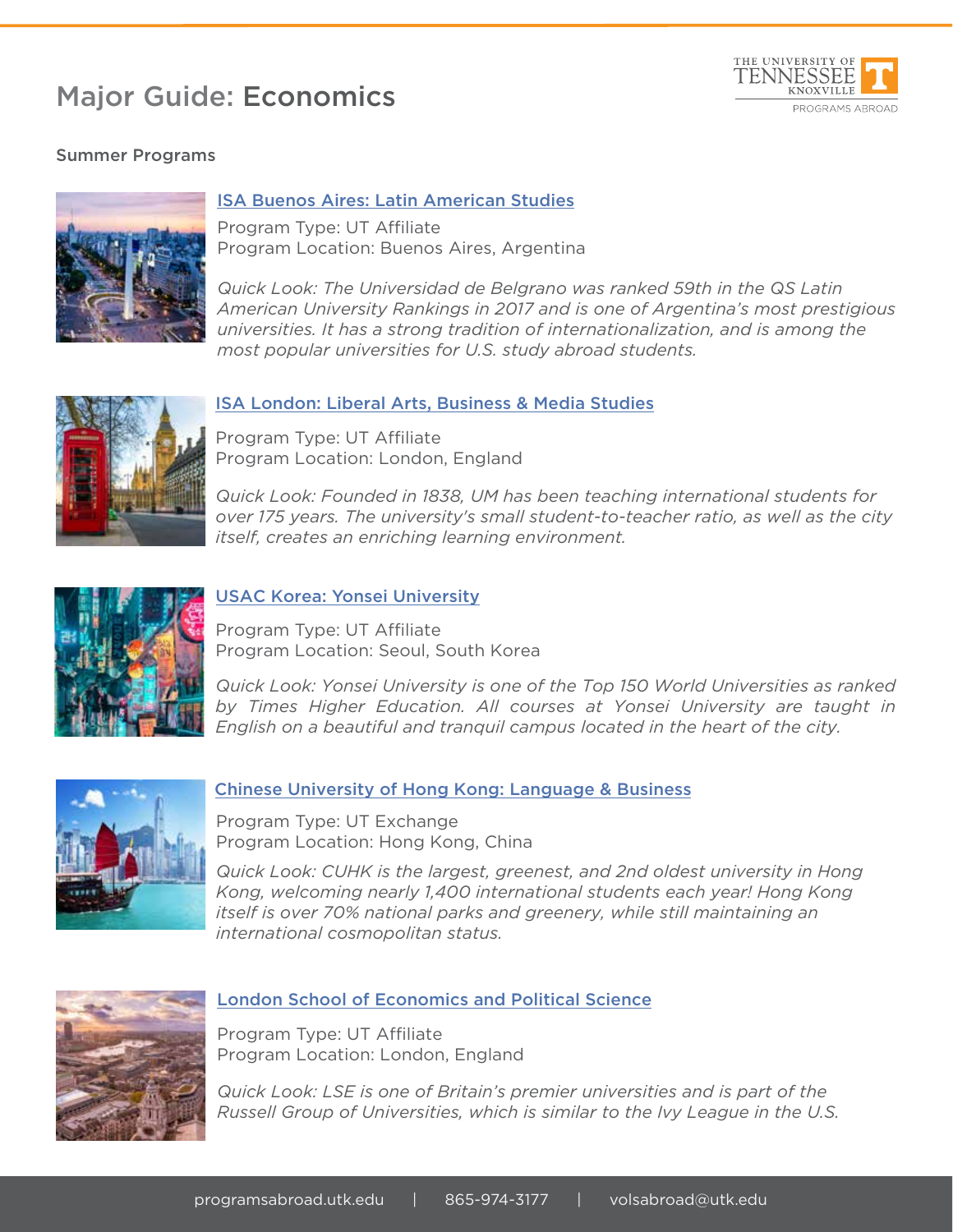# Major Guide: Economics

## Summer Programs

### ISA Buenos Aires: Latin American Studies

Program Type: UT Affiliate
Program Location: Buenos Aires, Argentina

*Quick Look: The Universidad de Belgrano was ranked 59th in the QS Latin American University Rankings in 2017 and is one of Argentina's most prestigious universities. It has a strong tradition of internationalization, and is among the most popular universities for U.S. study abroad students.*

### ISA London: Liberal Arts, Business & Media Studies

Program Type: UT Affiliate
Program Location: London, England

*Quick Look: Founded in 1838, UM has been teaching international students for over 175 years. The university's small student-to-teacher ratio, as well as the city itself, creates an enriching learning environment.*

### USAC Korea: Yonsei University

Program Type: UT Affiliate
Program Location: Seoul, South Korea

*Quick Look: Yonsei University is one of the Top 150 World Universities as ranked by Times Higher Education. All courses at Yonsei University are taught in English on a beautiful and tranquil campus located in the heart of the city.*

### Chinese University of Hong Kong: Language & Business

Program Type: UT Exchange
Program Location: Hong Kong, China

*Quick Look: CUHK is the largest, greenest, and 2nd oldest university in Hong Kong, welcoming nearly 1,400 international students each year! Hong Kong itself is over 70% national parks and greenery, while still maintaining an international cosmopolitan status.*

### London School of Economics and Political Science

Program Type: UT Affiliate
Program Location: London, England

*Quick Look: LSE is one of Britain's premier universities and is part of the Russell Group of Universities, which is similar to the Ivy League in the U.S.*

programsabroad.utk.edu | 865-974-3177 | volsabroad@utk.edu